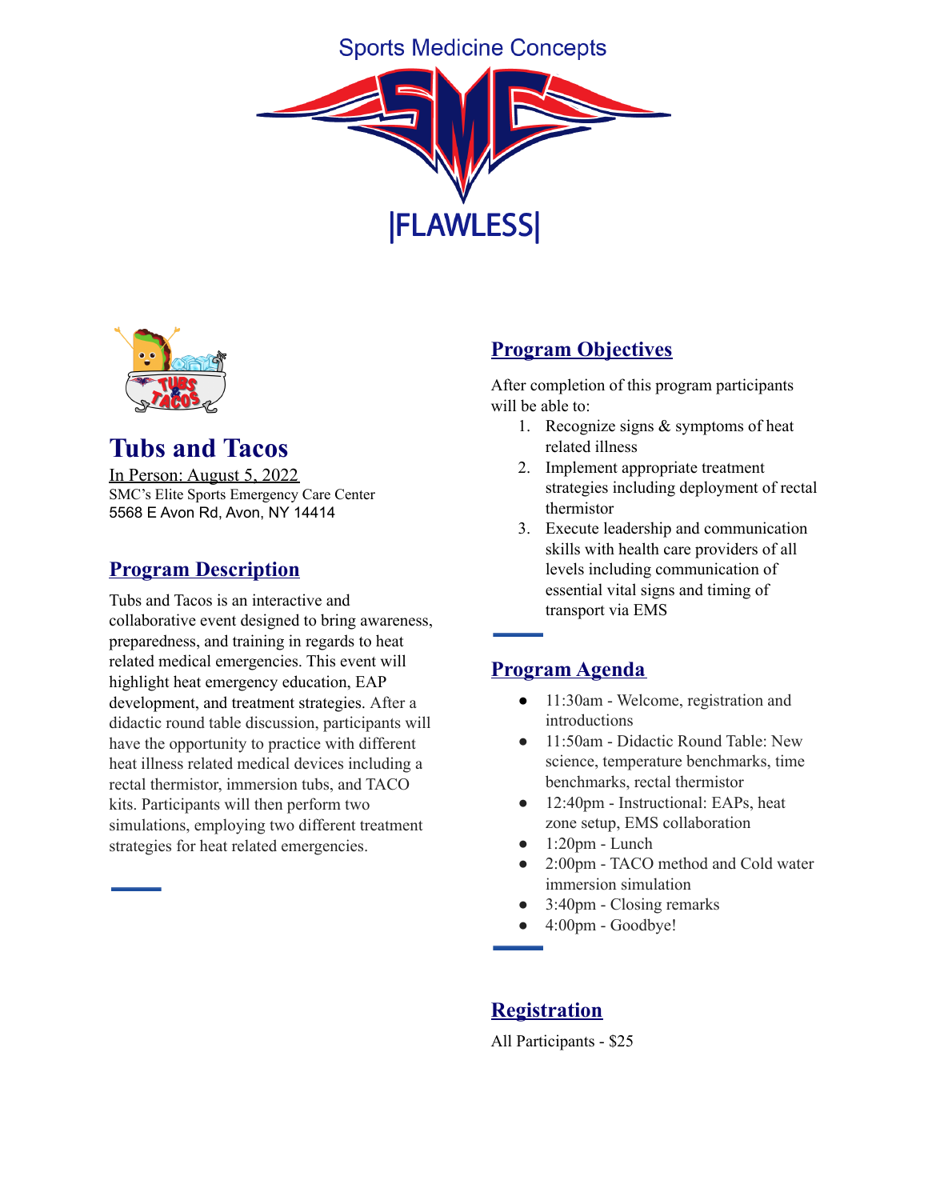Sports Medicine Concepts

SMC

|FLAWLESS|

# Tubs and Tacos

In Person: August 5, 2022

SMC's Elite Sports Emergency Care Center

5568 E Avon Rd, Avon, NY 14414

## Program Description

Tubs and Tacos is an interactive and collaborative event designed to bring awareness, preparedness, and training in regards to heat related medical emergencies. This event will highlight heat emergency education, EAP development, and treatment strategies. After a didactic round table discussion, participants will have the opportunity to practice with different heat illness related medical devices including a rectal thermistor, immersion tubs, and TACO kits. Participants will then perform two simulations, employing two different treatment strategies for heat related emergencies.

## Program Objectives

After completion of this program participants will be able to:

1. Recognize signs & symptoms of heat related illness
2. Implement appropriate treatment strategies including deployment of rectal thermistor
3. Execute leadership and communication skills with health care providers of all levels including communication of essential vital signs and timing of transport via EMS

## Program Agenda

- 11:30am - Welcome, registration and introductions
- 11:50am - Didactic Round Table: New science, temperature benchmarks, time benchmarks, rectal thermistor
- 12:40pm - Instructional: EAPs, heat zone setup, EMS collaboration
- 1:20pm - Lunch
- 2:00pm - TACO method and Cold water immersion simulation
- 3:40pm - Closing remarks
- 4:00pm - Goodbye!

## Registration

All Participants - $25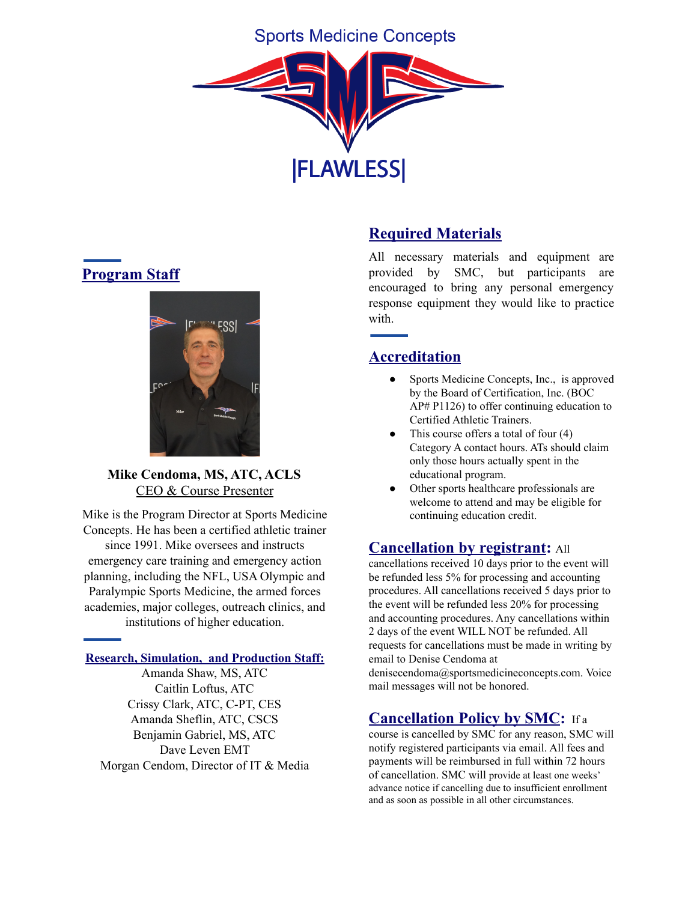Sports Medicine Concepts

|FLAWLESS|

## Program Staff

**Mike Cendoma, MS, ATC, ACLS**
CEO & Course Presenter

Mike is the Program Director at Sports Medicine Concepts. He has been a certified athletic trainer since 1991. Mike oversees and instructs emergency care training and emergency action planning, including the NFL, USA Olympic and Paralympic Sports Medicine, the armed forces academies, major colleges, outreach clinics, and institutions of higher education.

### Research, Simulation, and Production Staff:

Amanda Shaw, MS, ATC
Caitlin Loftus, ATC
Crissy Clark, ATC, C-PT, CES
Amanda Sheflin, ATC, CSCS
Benjamin Gabriel, MS, ATC
Dave Leven EMT
Morgan Cendom, Director of IT & Media

## Required Materials

All necessary materials and equipment are provided by SMC, but participants are encouraged to bring any personal emergency response equipment they would like to practice with.

## Accreditation

- Sports Medicine Concepts, Inc., is approved by the Board of Certification, Inc. (BOC AP# P1126) to offer continuing education to Certified Athletic Trainers.
- This course offers a total of four (4) Category A contact hours. ATs should claim only those hours actually spent in the educational program.
- Other sports healthcare professionals are welcome to attend and may be eligible for continuing education credit.

**Cancellation by registrant:** All cancellations received 10 days prior to the event will be refunded less 5% for processing and accounting procedures. All cancellations received 5 days prior to the event will be refunded less 20% for processing and accounting procedures. Any cancellations within 2 days of the event WILL NOT be refunded. All requests for cancellations must be made in writing by email to Denise Cendoma at denisecendoma@sportsmedicineconcepts.com. Voice mail messages will not be honored.

**Cancellation Policy by SMC:** If a course is cancelled by SMC for any reason, SMC will notify registered participants via email. All fees and payments will be reimbursed in full within 72 hours of cancellation. SMC will provide at least one weeks' advance notice if cancelling due to insufficient enrollment and as soon as possible in all other circumstances.